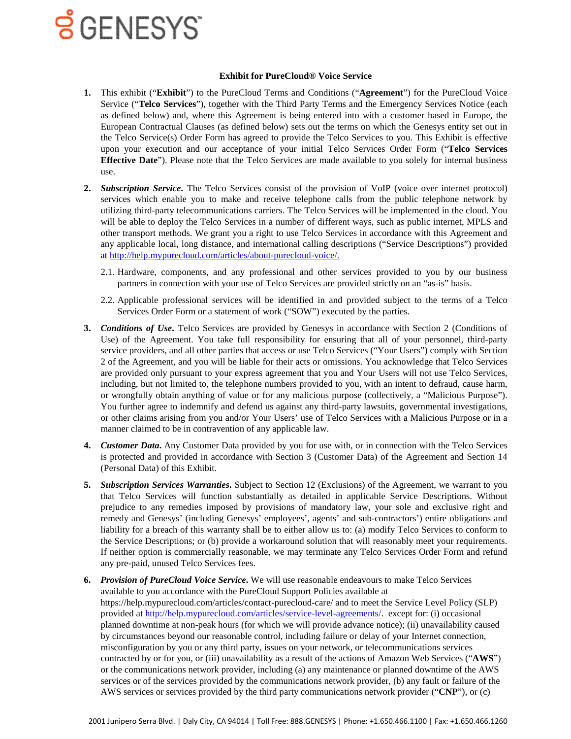# Exhibit for PureCloud® Voice Service

1. This exhibit ("**Exhibit**") to the PureCloud Terms and Conditions ("**Agreement**") for the PureCloud Voice Service ("**Telco Services**"), together with the Third Party Terms and the Emergency Services Notice (each as defined below) and, where this Agreement is being entered into with a customer based in Europe, the European Contractual Clauses (as defined below) sets out the terms on which the Genesys entity set out in the Telco Service(s) Order Form has agreed to provide the Telco Services to you. This Exhibit is effective upon your execution and our acceptance of your initial Telco Services Order Form ("**Telco Services Effective Date**"). Please note that the Telco Services are made available to you solely for internal business use.

2. ***Subscription Service*.** The Telco Services consist of the provision of VoIP (voice over internet protocol) services which enable you to make and receive telephone calls from the public telephone network by utilizing third-party telecommunications carriers. The Telco Services will be implemented in the cloud. You will be able to deploy the Telco Services in a number of different ways, such as public internet, MPLS and other transport methods. We grant you a right to use Telco Services in accordance with this Agreement and any applicable local, long distance, and international calling descriptions ("Service Descriptions") provided at http://help.mypurecloud.com/articles/about-purecloud-voice/.

   2.1. Hardware, components, and any professional and other services provided to you by our business partners in connection with your use of Telco Services are provided strictly on an "as-is" basis.

   2.2. Applicable professional services will be identified in and provided subject to the terms of a Telco Services Order Form or a statement of work ("SOW") executed by the parties.

3. ***Conditions of Use*.** Telco Services are provided by Genesys in accordance with Section 2 (Conditions of Use) of the Agreement. You take full responsibility for ensuring that all of your personnel, third-party service providers, and all other parties that access or use Telco Services ("Your Users") comply with Section 2 of the Agreement, and you will be liable for their acts or omissions. You acknowledge that Telco Services are provided only pursuant to your express agreement that you and Your Users will not use Telco Services, including, but not limited to, the telephone numbers provided to you, with an intent to defraud, cause harm, or wrongfully obtain anything of value or for any malicious purpose (collectively, a "Malicious Purpose"). You further agree to indemnify and defend us against any third-party lawsuits, governmental investigations, or other claims arising from you and/or Your Users' use of Telco Services with a Malicious Purpose or in a manner claimed to be in contravention of any applicable law.

4. ***Customer Data*.** Any Customer Data provided by you for use with, or in connection with the Telco Services is protected and provided in accordance with Section 3 (Customer Data) of the Agreement and Section 14 (Personal Data) of this Exhibit.

5. ***Subscription Services Warranties*.** Subject to Section 12 (Exclusions) of the Agreement, we warrant to you that Telco Services will function substantially as detailed in applicable Service Descriptions. Without prejudice to any remedies imposed by provisions of mandatory law, your sole and exclusive right and remedy and Genesys' (including Genesys' employees', agents' and sub-contractors') entire obligations and liability for a breach of this warranty shall be to either allow us to: (a) modify Telco Services to conform to the Service Descriptions; or (b) provide a workaround solution that will reasonably meet your requirements. If neither option is commercially reasonable, we may terminate any Telco Services Order Form and refund any pre-paid, unused Telco Services fees.

6. ***Provision of PureCloud Voice Service*.** We will use reasonable endeavours to make Telco Services available to you accordance with the PureCloud Support Policies available at https://help.mypurecloud.com/articles/contact-purecloud-care/ and to meet the Service Level Policy (SLP) provided at http://help.mypurecloud.com/articles/service-level-agreements/. except for: (i) occasional planned downtime at non-peak hours (for which we will provide advance notice); (ii) unavailability caused by circumstances beyond our reasonable control, including failure or delay of your Internet connection, misconfiguration by you or any third party, issues on your network, or telecommunications services contracted by or for you, or (iii) unavailability as a result of the actions of Amazon Web Services ("**AWS**") or the communications network provider, including (a) any maintenance or planned downtime of the AWS services or of the services provided by the communications network provider, (b) any fault or failure of the AWS services or services provided by the third party communications network provider ("**CNP**"), or (c)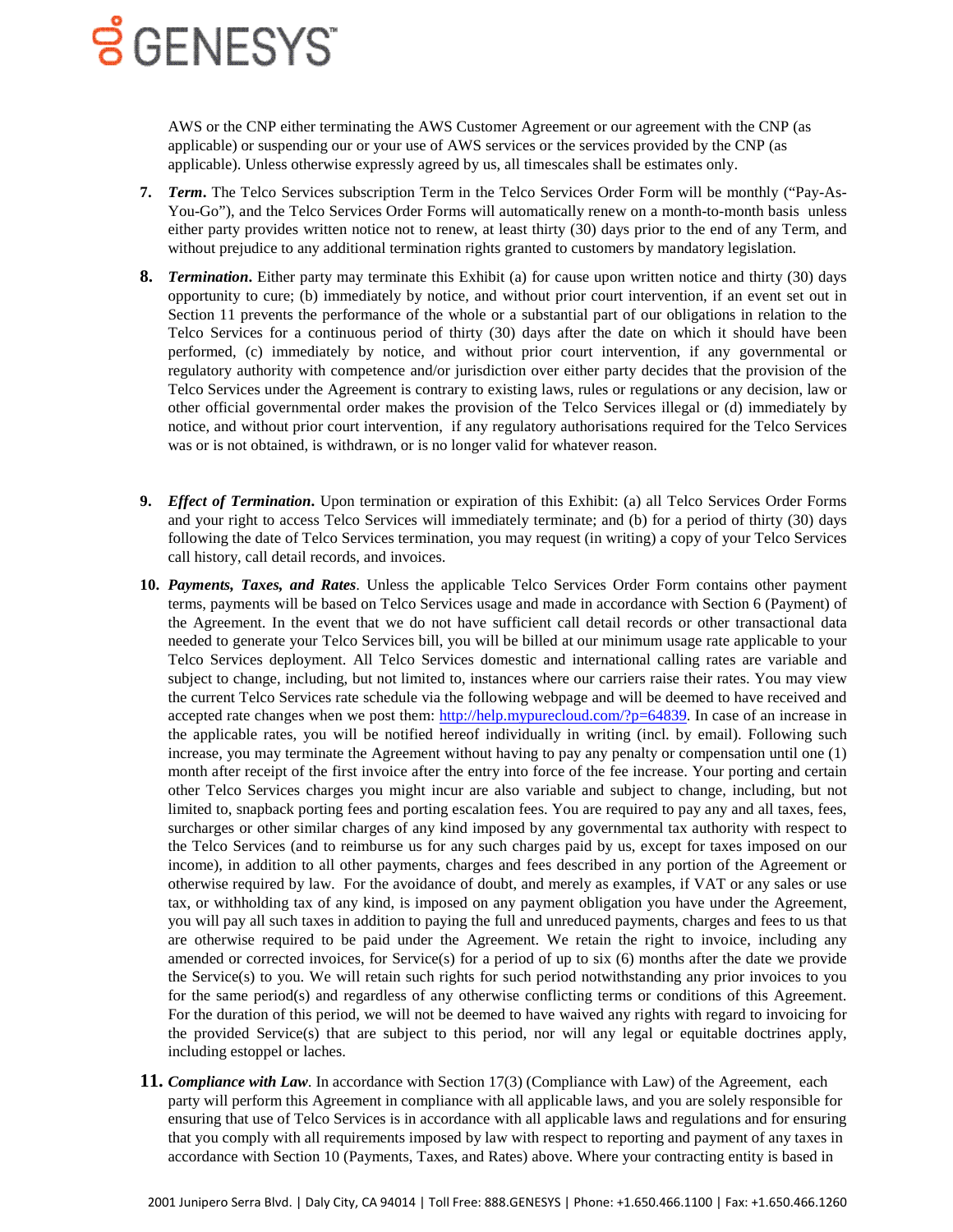AWS or the CNP either terminating the AWS Customer Agreement or our agreement with the CNP (as applicable) or suspending our or your use of AWS services or the services provided by the CNP (as applicable). Unless otherwise expressly agreed by us, all timescales shall be estimates only.

7. ***Term***. The Telco Services subscription Term in the Telco Services Order Form will be monthly ("Pay-As-You-Go"), and the Telco Services Order Forms will automatically renew on a month-to-month basis unless either party provides written notice not to renew, at least thirty (30) days prior to the end of any Term, and without prejudice to any additional termination rights granted to customers by mandatory legislation.

8. ***Termination***. Either party may terminate this Exhibit (a) for cause upon written notice and thirty (30) days opportunity to cure; (b) immediately by notice, and without prior court intervention, if an event set out in Section 11 prevents the performance of the whole or a substantial part of our obligations in relation to the Telco Services for a continuous period of thirty (30) days after the date on which it should have been performed, (c) immediately by notice, and without prior court intervention, if any governmental or regulatory authority with competence and/or jurisdiction over either party decides that the provision of the Telco Services under the Agreement is contrary to existing laws, rules or regulations or any decision, law or other official governmental order makes the provision of the Telco Services illegal or (d) immediately by notice, and without prior court intervention, if any regulatory authorisations required for the Telco Services was or is not obtained, is withdrawn, or is no longer valid for whatever reason.

9. ***Effect of Termination***. Upon termination or expiration of this Exhibit: (a) all Telco Services Order Forms and your right to access Telco Services will immediately terminate; and (b) for a period of thirty (30) days following the date of Telco Services termination, you may request (in writing) a copy of your Telco Services call history, call detail records, and invoices.

10. ***Payments, Taxes, and Rates***. Unless the applicable Telco Services Order Form contains other payment terms, payments will be based on Telco Services usage and made in accordance with Section 6 (Payment) of the Agreement. In the event that we do not have sufficient call detail records or other transactional data needed to generate your Telco Services bill, you will be billed at our minimum usage rate applicable to your Telco Services deployment. All Telco Services domestic and international calling rates are variable and subject to change, including, but not limited to, instances where our carriers raise their rates. You may view the current Telco Services rate schedule via the following webpage and will be deemed to have received and accepted rate changes when we post them: [http://help.mypurecloud.com/?p=64839](http://help.mypurecloud.com/?p=64839). In case of an increase in the applicable rates, you will be notified hereof individually in writing (incl. by email). Following such increase, you may terminate the Agreement without having to pay any penalty or compensation until one (1) month after receipt of the first invoice after the entry into force of the fee increase. Your porting and certain other Telco Services charges you might incur are also variable and subject to change, including, but not limited to, snapback porting fees and porting escalation fees. You are required to pay any and all taxes, fees, surcharges or other similar charges of any kind imposed by any governmental tax authority with respect to the Telco Services (and to reimburse us for any such charges paid by us, except for taxes imposed on our income), in addition to all other payments, charges and fees described in any portion of the Agreement or otherwise required by law. For the avoidance of doubt, and merely as examples, if VAT or any sales or use tax, or withholding tax of any kind, is imposed on any payment obligation you have under the Agreement, you will pay all such taxes in addition to paying the full and unreduced payments, charges and fees to us that are otherwise required to be paid under the Agreement. We retain the right to invoice, including any amended or corrected invoices, for Service(s) for a period of up to six (6) months after the date we provide the Service(s) to you. We will retain such rights for such period notwithstanding any prior invoices to you for the same period(s) and regardless of any otherwise conflicting terms or conditions of this Agreement. For the duration of this period, we will not be deemed to have waived any rights with regard to invoicing for the provided Service(s) that are subject to this period, nor will any legal or equitable doctrines apply, including estoppel or laches.

11. ***Compliance with Law***. In accordance with Section 17(3) (Compliance with Law) of the Agreement, each party will perform this Agreement in compliance with all applicable laws, and you are solely responsible for ensuring that use of Telco Services is in accordance with all applicable laws and regulations and for ensuring that you comply with all requirements imposed by law with respect to reporting and payment of any taxes in accordance with Section 10 (Payments, Taxes, and Rates) above. Where your contracting entity is based in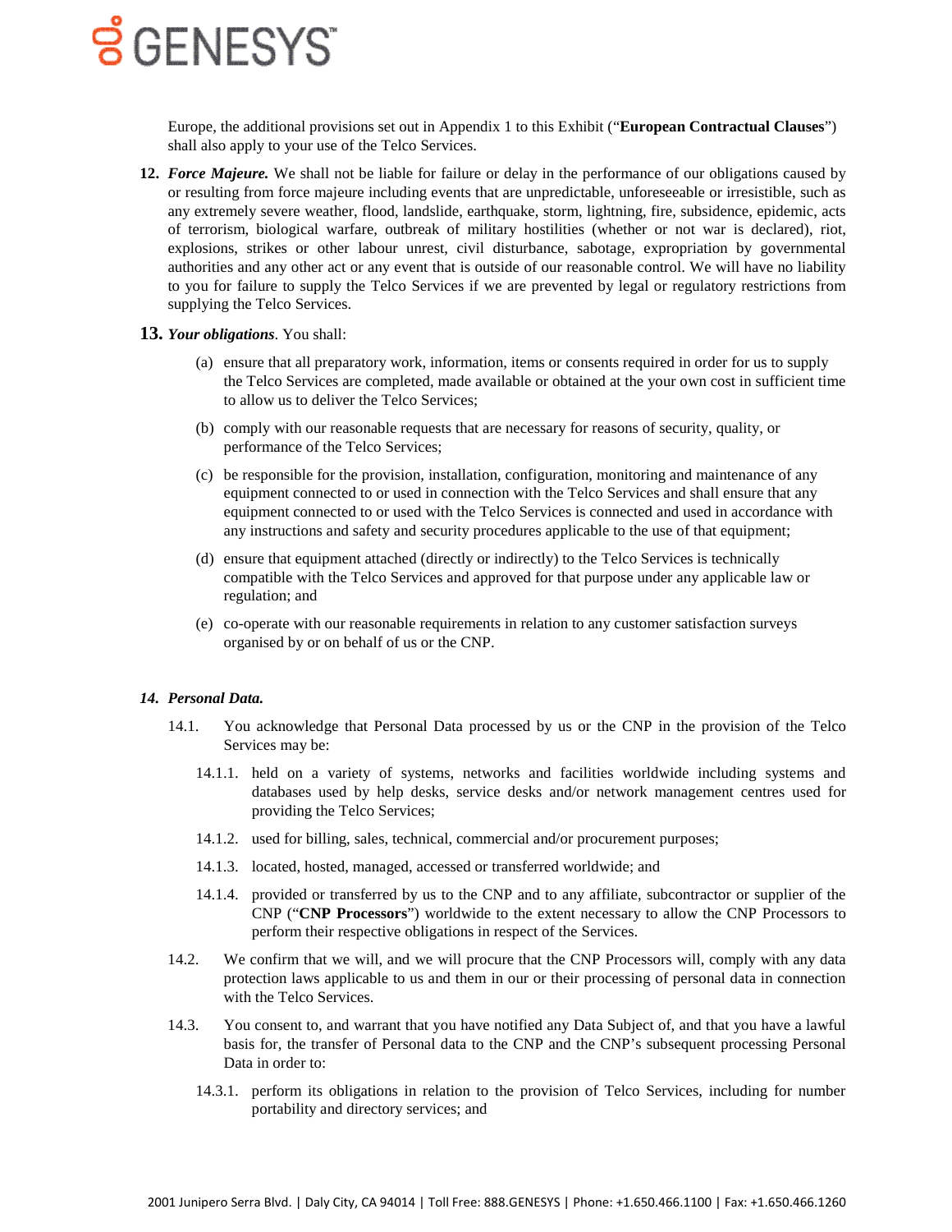Europe, the additional provisions set out in Appendix 1 to this Exhibit ("**European Contractual Clauses**") shall also apply to your use of the Telco Services.

**12.** ***Force Majeure.*** We shall not be liable for failure or delay in the performance of our obligations caused by or resulting from force majeure including events that are unpredictable, unforeseeable or irresistible, such as any extremely severe weather, flood, landslide, earthquake, storm, lightning, fire, subsidence, epidemic, acts of terrorism, biological warfare, outbreak of military hostilities (whether or not war is declared), riot, explosions, strikes or other labour unrest, civil disturbance, sabotage, expropriation by governmental authorities and any other act or any event that is outside of our reasonable control. We will have no liability to you for failure to supply the Telco Services if we are prevented by legal or regulatory restrictions from supplying the Telco Services.

**13.** ***Your obligations***. You shall:

(a) ensure that all preparatory work, information, items or consents required in order for us to supply the Telco Services are completed, made available or obtained at the your own cost in sufficient time to allow us to deliver the Telco Services;

(b) comply with our reasonable requests that are necessary for reasons of security, quality, or performance of the Telco Services;

(c) be responsible for the provision, installation, configuration, monitoring and maintenance of any equipment connected to or used in connection with the Telco Services and shall ensure that any equipment connected to or used with the Telco Services is connected and used in accordance with any instructions and safety and security procedures applicable to the use of that equipment;

(d) ensure that equipment attached (directly or indirectly) to the Telco Services is technically compatible with the Telco Services and approved for that purpose under any applicable law or regulation; and

(e) co-operate with our reasonable requirements in relation to any customer satisfaction surveys organised by or on behalf of us or the CNP.

***14. Personal Data.***

14.1. You acknowledge that Personal Data processed by us or the CNP in the provision of the Telco Services may be:

14.1.1. held on a variety of systems, networks and facilities worldwide including systems and databases used by help desks, service desks and/or network management centres used for providing the Telco Services;

14.1.2. used for billing, sales, technical, commercial and/or procurement purposes;

14.1.3. located, hosted, managed, accessed or transferred worldwide; and

14.1.4. provided or transferred by us to the CNP and to any affiliate, subcontractor or supplier of the CNP ("**CNP Processors**") worldwide to the extent necessary to allow the CNP Processors to perform their respective obligations in respect of the Services.

14.2. We confirm that we will, and we will procure that the CNP Processors will, comply with any data protection laws applicable to us and them in our or their processing of personal data in connection with the Telco Services.

14.3. You consent to, and warrant that you have notified any Data Subject of, and that you have a lawful basis for, the transfer of Personal data to the CNP and the CNP's subsequent processing Personal Data in order to:

14.3.1. perform its obligations in relation to the provision of Telco Services, including for number portability and directory services; and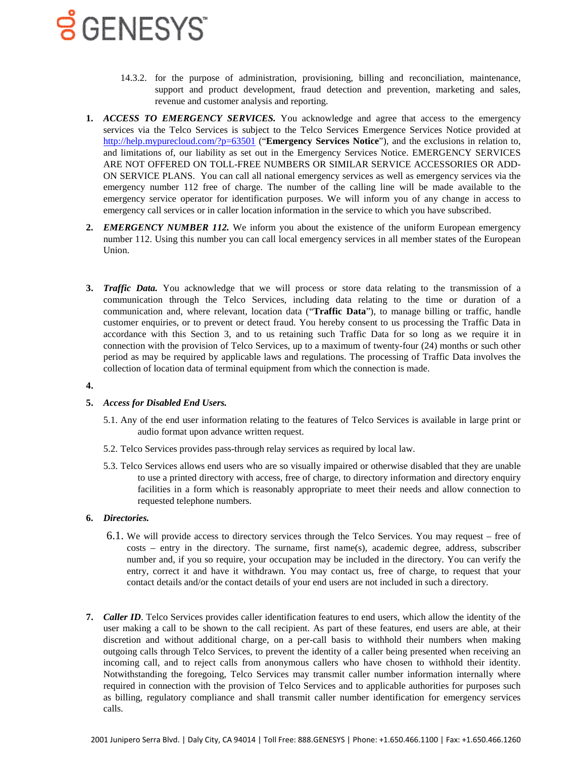14.3.2. for the purpose of administration, provisioning, billing and reconciliation, maintenance, support and product development, fraud detection and prevention, marketing and sales, revenue and customer analysis and reporting.

1. ***ACCESS TO EMERGENCY SERVICES.*** You acknowledge and agree that access to the emergency services via the Telco Services is subject to the Telco Services Emergence Services Notice provided at [http://help.mypurecloud.com/?p=63501](http://help.mypurecloud.com/?p=63501) ("**Emergency Services Notice**"), and the exclusions in relation to, and limitations of, our liability as set out in the Emergency Services Notice. EMERGENCY SERVICES ARE NOT OFFERED ON TOLL-FREE NUMBERS OR SIMILAR SERVICE ACCESSORIES OR ADD-ON SERVICE PLANS. You can call all national emergency services as well as emergency services via the emergency number 112 free of charge. The number of the calling line will be made available to the emergency service operator for identification purposes. We will inform you of any change in access to emergency call services or in caller location information in the service to which you have subscribed.

2. ***EMERGENCY NUMBER 112.*** We inform you about the existence of the uniform European emergency number 112. Using this number you can call local emergency services in all member states of the European Union.

3. ***Traffic Data.*** You acknowledge that we will process or store data relating to the transmission of a communication through the Telco Services, including data relating to the time or duration of a communication and, where relevant, location data ("**Traffic Data**"), to manage billing or traffic, handle customer enquiries, or to prevent or detect fraud. You hereby consent to us processing the Traffic Data in accordance with this Section 3, and to us retaining such Traffic Data for so long as we require it in connection with the provision of Telco Services, up to a maximum of twenty-four (24) months or such other period as may be required by applicable laws and regulations. The processing of Traffic Data involves the collection of location data of terminal equipment from which the connection is made.

4. 

5. ***Access for Disabled End Users.***

   5.1. Any of the end user information relating to the features of Telco Services is available in large print or audio format upon advance written request.

   5.2. Telco Services provides pass-through relay services as required by local law.

   5.3. Telco Services allows end users who are so visually impaired or otherwise disabled that they are unable to use a printed directory with access, free of charge, to directory information and directory enquiry facilities in a form which is reasonably appropriate to meet their needs and allow connection to requested telephone numbers.

6. ***Directories.***

   6.1. We will provide access to directory services through the Telco Services. You may request – free of costs – entry in the directory. The surname, first name(s), academic degree, address, subscriber number and, if you so require, your occupation may be included in the directory. You can verify the entry, correct it and have it withdrawn. You may contact us, free of charge, to request that your contact details and/or the contact details of your end users are not included in such a directory.

7. ***Caller ID***. Telco Services provides caller identification features to end users, which allow the identity of the user making a call to be shown to the call recipient. As part of these features, end users are able, at their discretion and without additional charge, on a per-call basis to withhold their numbers when making outgoing calls through Telco Services, to prevent the identity of a caller being presented when receiving an incoming call, and to reject calls from anonymous callers who have chosen to withhold their identity. Notwithstanding the foregoing, Telco Services may transmit caller number information internally where required in connection with the provision of Telco Services and to applicable authorities for purposes such as billing, regulatory compliance and shall transmit caller number identification for emergency services calls.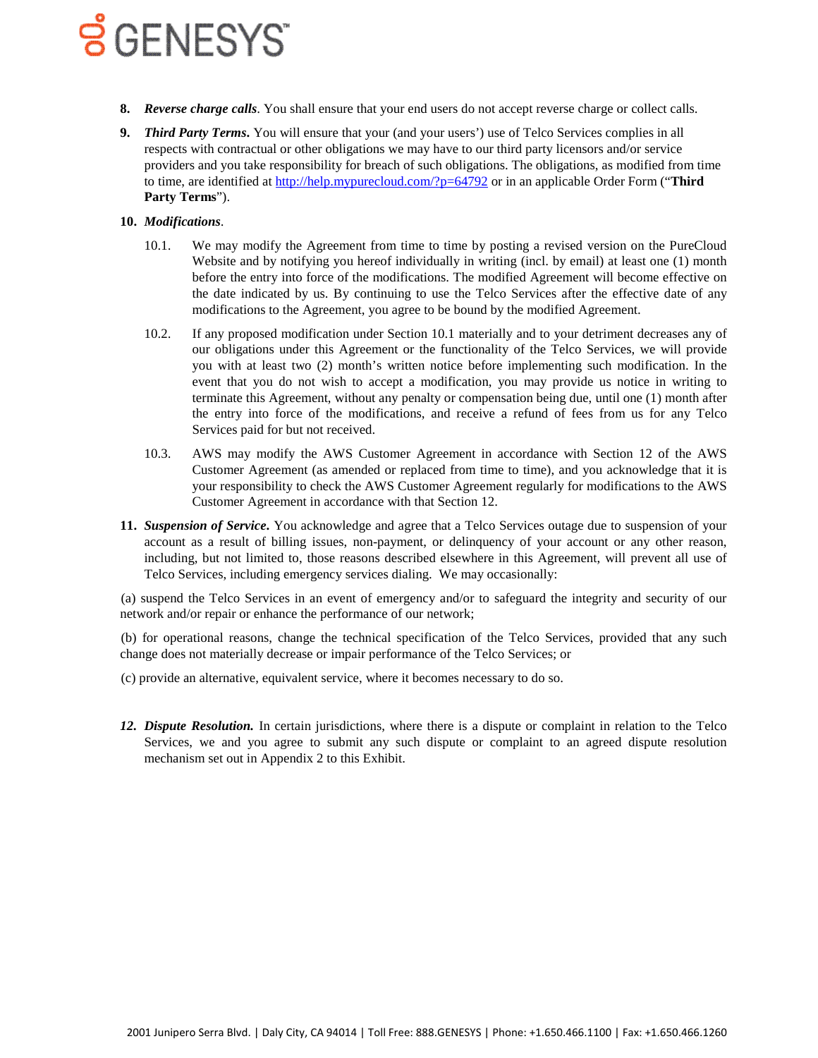8. ***Reverse charge calls***. You shall ensure that your end users do not accept reverse charge or collect calls.

9. ***Third Party Terms***. You will ensure that your (and your users') use of Telco Services complies in all respects with contractual or other obligations we may have to our third party licensors and/or service providers and you take responsibility for breach of such obligations. The obligations, as modified from time to time, are identified at http://help.mypurecloud.com/?p=64792 or in an applicable Order Form ("**Third Party Terms**").

10. ***Modifications***.

    10.1. We may modify the Agreement from time to time by posting a revised version on the PureCloud Website and by notifying you hereof individually in writing (incl. by email) at least one (1) month before the entry into force of the modifications. The modified Agreement will become effective on the date indicated by us. By continuing to use the Telco Services after the effective date of any modifications to the Agreement, you agree to be bound by the modified Agreement.

    10.2. If any proposed modification under Section 10.1 materially and to your detriment decreases any of our obligations under this Agreement or the functionality of the Telco Services, we will provide you with at least two (2) month's written notice before implementing such modification. In the event that you do not wish to accept a modification, you may provide us notice in writing to terminate this Agreement, without any penalty or compensation being due, until one (1) month after the entry into force of the modifications, and receive a refund of fees from us for any Telco Services paid for but not received.

    10.3. AWS may modify the AWS Customer Agreement in accordance with Section 12 of the AWS Customer Agreement (as amended or replaced from time to time), and you acknowledge that it is your responsibility to check the AWS Customer Agreement regularly for modifications to the AWS Customer Agreement in accordance with that Section 12.

11. ***Suspension of Service***. You acknowledge and agree that a Telco Services outage due to suspension of your account as a result of billing issues, non-payment, or delinquency of your account or any other reason, including, but not limited to, those reasons described elsewhere in this Agreement, will prevent all use of Telco Services, including emergency services dialing. We may occasionally:

(a) suspend the Telco Services in an event of emergency and/or to safeguard the integrity and security of our network and/or repair or enhance the performance of our network;

(b) for operational reasons, change the technical specification of the Telco Services, provided that any such change does not materially decrease or impair performance of the Telco Services; or

(c) provide an alternative, equivalent service, where it becomes necessary to do so.

12. ***Dispute Resolution.*** In certain jurisdictions, where there is a dispute or complaint in relation to the Telco Services, we and you agree to submit any such dispute or complaint to an agreed dispute resolution mechanism set out in Appendix 2 to this Exhibit.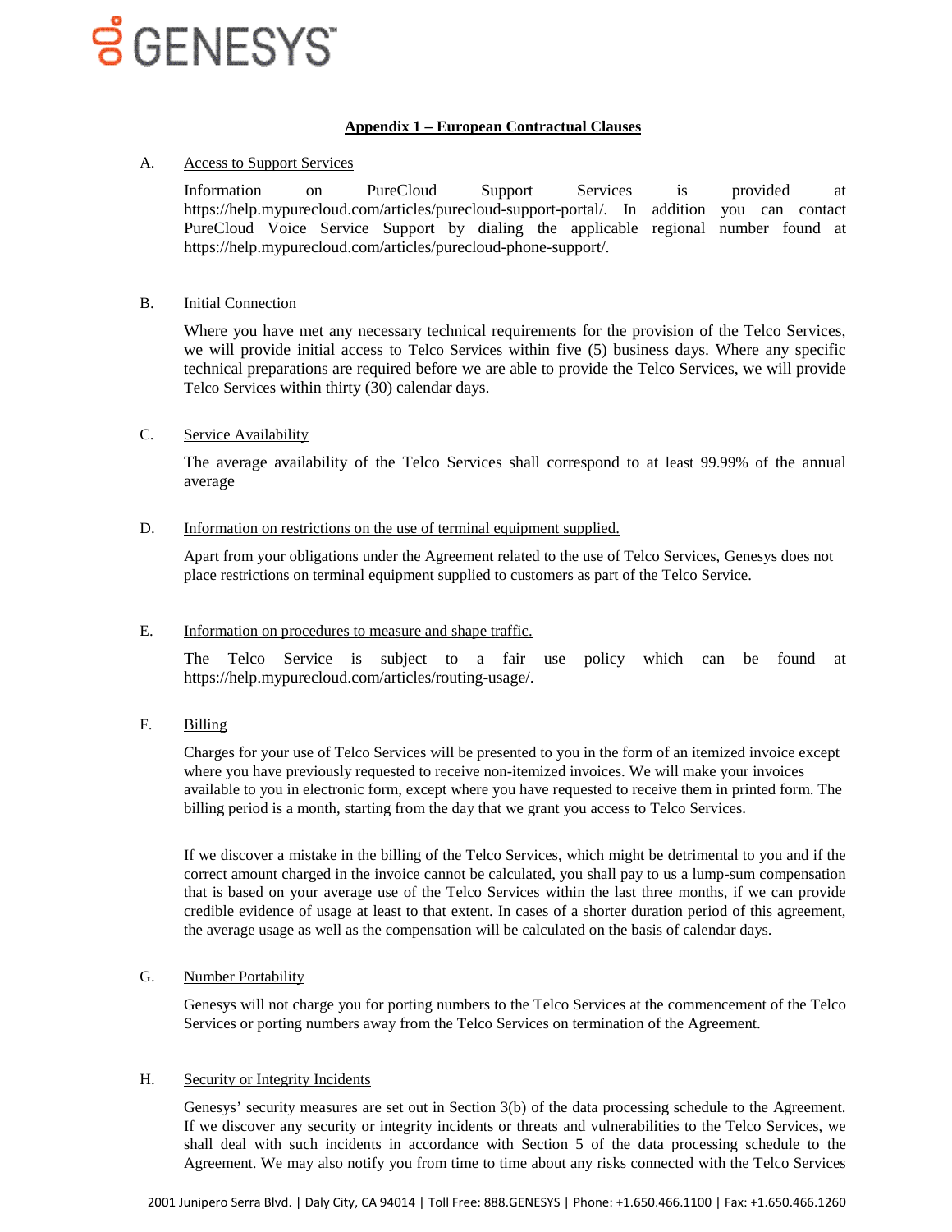## Appendix 1 – European Contractual Clauses

A. Access to Support Services

Information on PureCloud Support Services is provided at https://help.mypurecloud.com/articles/purecloud-support-portal/. In addition you can contact PureCloud Voice Service Support by dialing the applicable regional number found at https://help.mypurecloud.com/articles/purecloud-phone-support/.

B. Initial Connection

Where you have met any necessary technical requirements for the provision of the Telco Services, we will provide initial access to Telco Services within five (5) business days. Where any specific technical preparations are required before we are able to provide the Telco Services, we will provide Telco Services within thirty (30) calendar days.

C. Service Availability

The average availability of the Telco Services shall correspond to at least 99.99% of the annual average

D. Information on restrictions on the use of terminal equipment supplied.

Apart from your obligations under the Agreement related to the use of Telco Services, Genesys does not place restrictions on terminal equipment supplied to customers as part of the Telco Service.

E. Information on procedures to measure and shape traffic.

The Telco Service is subject to a fair use policy which can be found at https://help.mypurecloud.com/articles/routing-usage/.

F. Billing

Charges for your use of Telco Services will be presented to you in the form of an itemized invoice except where you have previously requested to receive non-itemized invoices. We will make your invoices available to you in electronic form, except where you have requested to receive them in printed form. The billing period is a month, starting from the day that we grant you access to Telco Services.

If we discover a mistake in the billing of the Telco Services, which might be detrimental to you and if the correct amount charged in the invoice cannot be calculated, you shall pay to us a lump-sum compensation that is based on your average use of the Telco Services within the last three months, if we can provide credible evidence of usage at least to that extent. In cases of a shorter duration period of this agreement, the average usage as well as the compensation will be calculated on the basis of calendar days.

G. Number Portability

Genesys will not charge you for porting numbers to the Telco Services at the commencement of the Telco Services or porting numbers away from the Telco Services on termination of the Agreement.

H. Security or Integrity Incidents

Genesys' security measures are set out in Section 3(b) of the data processing schedule to the Agreement. If we discover any security or integrity incidents or threats and vulnerabilities to the Telco Services, we shall deal with such incidents in accordance with Section 5 of the data processing schedule to the Agreement. We may also notify you from time to time about any risks connected with the Telco Services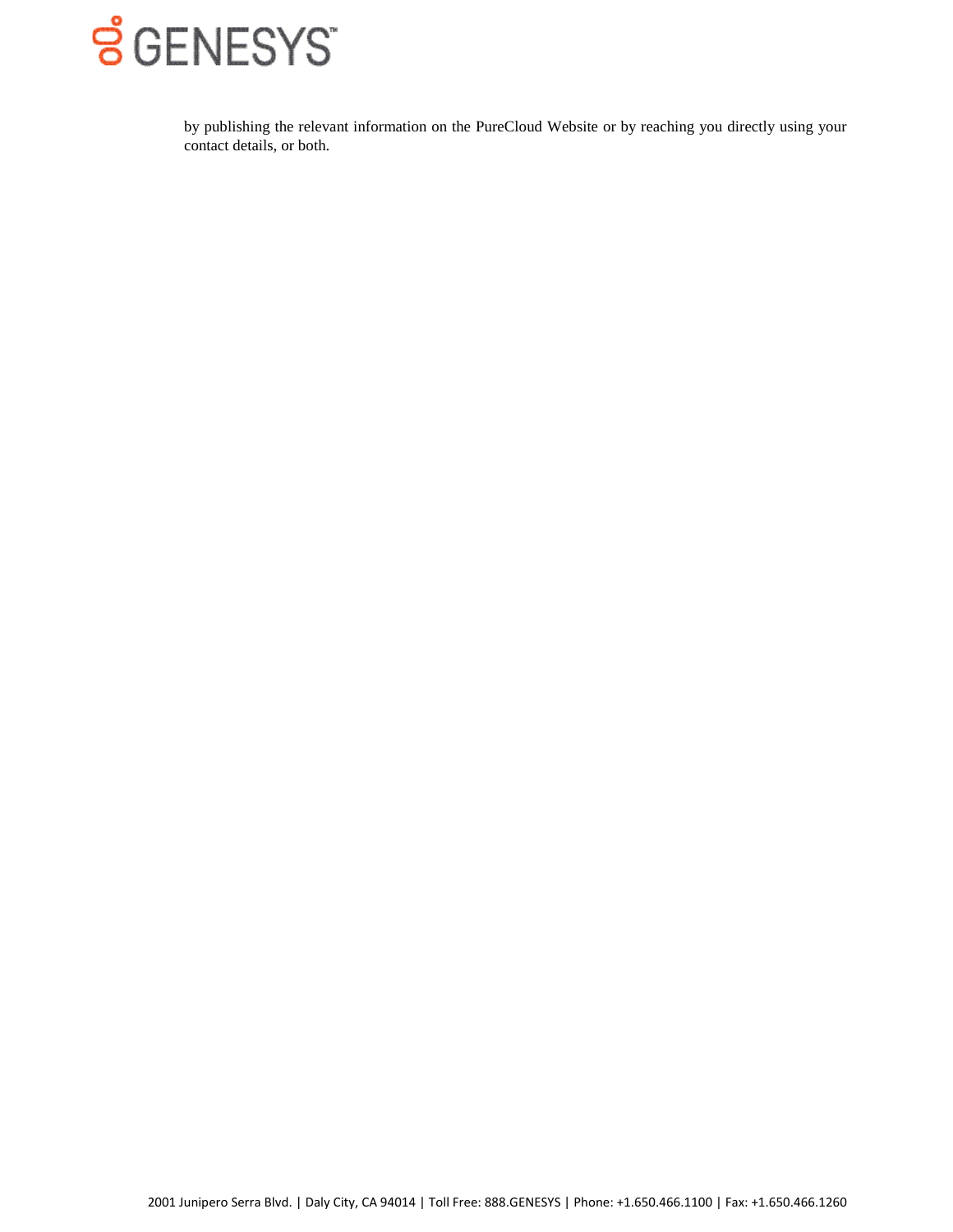by publishing the relevant information on the PureCloud Website or by reaching you directly using your contact details, or both.